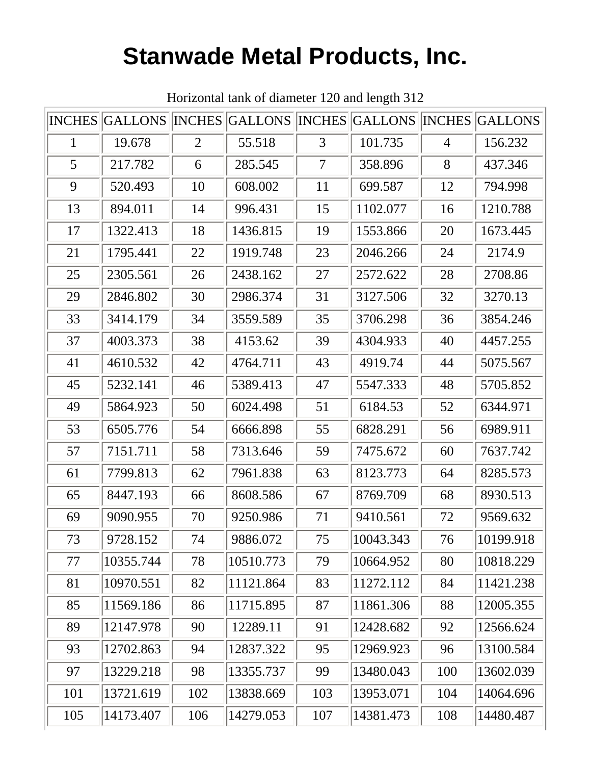# Stanwade Metal Products, Inc.

Horizontal tank of diameter 120 and length 312

| INCHES | GALLONS | INCHES | GALLONS | INCHES | GALLONS | INCHES | GALLONS |
|---|---|---|---|---|---|---|---|
| 1 | 19.678 | 2 | 55.518 | 3 | 101.735 | 4 | 156.232 |
| 5 | 217.782 | 6 | 285.545 | 7 | 358.896 | 8 | 437.346 |
| 9 | 520.493 | 10 | 608.002 | 11 | 699.587 | 12 | 794.998 |
| 13 | 894.011 | 14 | 996.431 | 15 | 1102.077 | 16 | 1210.788 |
| 17 | 1322.413 | 18 | 1436.815 | 19 | 1553.866 | 20 | 1673.445 |
| 21 | 1795.441 | 22 | 1919.748 | 23 | 2046.266 | 24 | 2174.9 |
| 25 | 2305.561 | 26 | 2438.162 | 27 | 2572.622 | 28 | 2708.86 |
| 29 | 2846.802 | 30 | 2986.374 | 31 | 3127.506 | 32 | 3270.13 |
| 33 | 3414.179 | 34 | 3559.589 | 35 | 3706.298 | 36 | 3854.246 |
| 37 | 4003.373 | 38 | 4153.62 | 39 | 4304.933 | 40 | 4457.255 |
| 41 | 4610.532 | 42 | 4764.711 | 43 | 4919.74 | 44 | 5075.567 |
| 45 | 5232.141 | 46 | 5389.413 | 47 | 5547.333 | 48 | 5705.852 |
| 49 | 5864.923 | 50 | 6024.498 | 51 | 6184.53 | 52 | 6344.971 |
| 53 | 6505.776 | 54 | 6666.898 | 55 | 6828.291 | 56 | 6989.911 |
| 57 | 7151.711 | 58 | 7313.646 | 59 | 7475.672 | 60 | 7637.742 |
| 61 | 7799.813 | 62 | 7961.838 | 63 | 8123.773 | 64 | 8285.573 |
| 65 | 8447.193 | 66 | 8608.586 | 67 | 8769.709 | 68 | 8930.513 |
| 69 | 9090.955 | 70 | 9250.986 | 71 | 9410.561 | 72 | 9569.632 |
| 73 | 9728.152 | 74 | 9886.072 | 75 | 10043.343 | 76 | 10199.918 |
| 77 | 10355.744 | 78 | 10510.773 | 79 | 10664.952 | 80 | 10818.229 |
| 81 | 10970.551 | 82 | 11121.864 | 83 | 11272.112 | 84 | 11421.238 |
| 85 | 11569.186 | 86 | 11715.895 | 87 | 11861.306 | 88 | 12005.355 |
| 89 | 12147.978 | 90 | 12289.11 | 91 | 12428.682 | 92 | 12566.624 |
| 93 | 12702.863 | 94 | 12837.322 | 95 | 12969.923 | 96 | 13100.584 |
| 97 | 13229.218 | 98 | 13355.737 | 99 | 13480.043 | 100 | 13602.039 |
| 101 | 13721.619 | 102 | 13838.669 | 103 | 13953.071 | 104 | 14064.696 |
| 105 | 14173.407 | 106 | 14279.053 | 107 | 14381.473 | 108 | 14480.487 |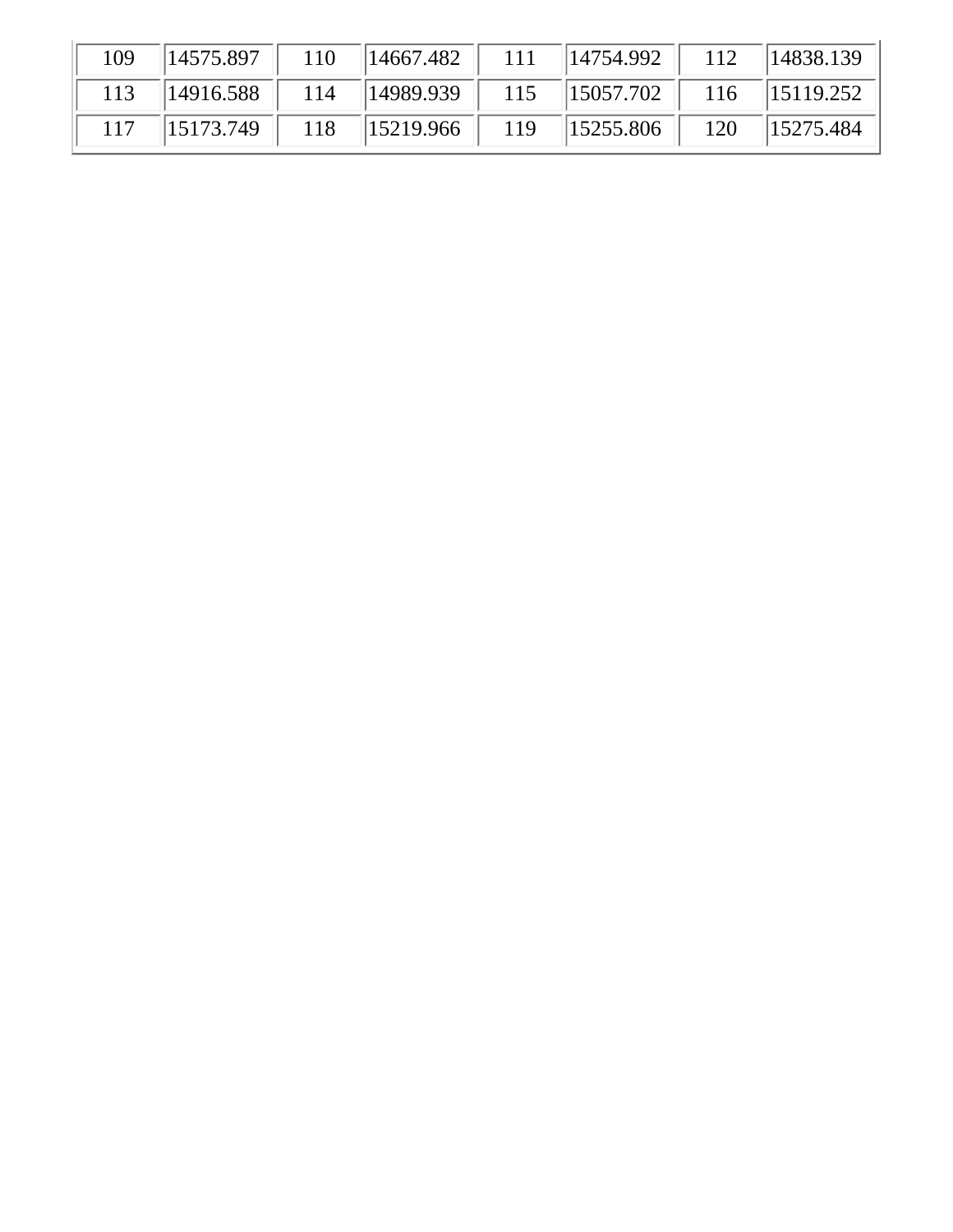| | | | | | | | |
|---|---|---|---|---|---|---|---|
| 109 | 14575.897 | 110 | 14667.482 | 111 | 14754.992 | 112 | 14838.139 |
| 113 | 14916.588 | 114 | 14989.939 | 115 | 15057.702 | 116 | 15119.252 |
| 117 | 15173.749 | 118 | 15219.966 | 119 | 15255.806 | 120 | 15275.484 |